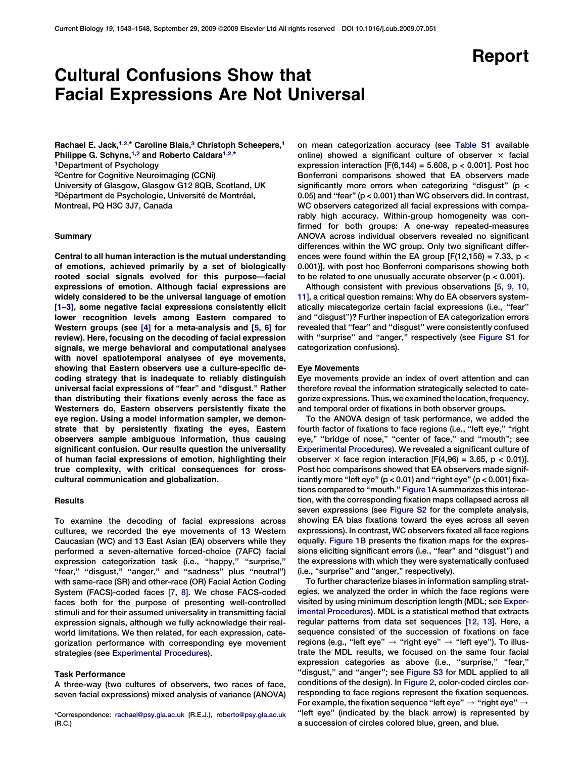# Report

# Cultural Confusions Show that Facial Expressions Are Not Universal

**Rachael E. Jack,[1,2,*] Caroline Blais,[3] Christoph Scheepers,[1] Philippe G. Schyns,[1,2] and Roberto Caldara[1,2,*]**

[1]Department of Psychology
[2]Centre for Cognitive Neuroimaging (CCNi)
University of Glasgow, Glasgow G12 8QB, Scotland, UK
[3]Départment de Psychologie, Université de Montréal, Montreal, PQ H3C 3J7, Canada

## Summary

**Central to all human interaction is the mutual understanding of emotions, achieved primarily by a set of biologically rooted social signals evolved for this purpose—facial expressions of emotion. Although facial expressions are widely considered to be the universal language of emotion [1–3], some negative facial expressions consistently elicit lower recognition levels among Eastern compared to Western groups (see [4] for a meta-analysis and [5, 6] for review). Here, focusing on the decoding of facial expression signals, we merge behavioral and computational analyses with novel spatiotemporal analyses of eye movements, showing that Eastern observers use a culture-specific decoding strategy that is inadequate to reliably distinguish universal facial expressions of "fear" and "disgust." Rather than distributing their fixations evenly across the face as Westerners do, Eastern observers persistently fixate the eye region. Using a model information sampler, we demonstrate that by persistently fixating the eyes, Eastern observers sample ambiguous information, thus causing significant confusion. Our results question the universality of human facial expressions of emotion, highlighting their true complexity, with critical consequences for cross-cultural communication and globalization.**

## Results

To examine the decoding of facial expressions across cultures, we recorded the eye movements of 13 Western Caucasian (WC) and 13 East Asian (EA) observers while they performed a seven-alternative forced-choice (7AFC) facial expression categorization task (i.e., "happy," "surprise," "fear," "disgust," "anger," and "sadness" plus "neutral") with same-race (SR) and other-race (OR) Facial Action Coding System (FACS)-coded faces [7, 8]. We chose FACS-coded faces both for the purpose of presenting well-controlled stimuli and for their assumed universality in transmitting facial expression signals, although we fully acknowledge their real-world limitations. We then related, for each expression, categorization performance with corresponding eye movement strategies (see Experimental Procedures).

### Task Performance

A three-way (two cultures of observers, two races of face, seven facial expressions) mixed analysis of variance (ANOVA) on mean categorization accuracy (see Table S1 available online) showed a significant culture of observer × facial expression interaction [$F(6,144) = 5.608$, $p < 0.001$]. Post hoc Bonferroni comparisons showed that EA observers made significantly more errors when categorizing "disgust" ($p < 0.05$) and "fear" ($p < 0.001$) than WC observers did. In contrast, WC observers categorized all facial expressions with comparably high accuracy. Within-group homogeneity was confirmed for both groups: A one-way repeated-measures ANOVA across individual observers revealed no significant differences within the WC group. Only two significant differences were found within the EA group [$F(12,156) = 7.33$, $p < 0.001$)], with post hoc Bonferroni comparisons showing both to be related to one unusually accurate observer ($p < 0.001$).

Although consistent with previous observations [5, 9, 10, 11], a critical question remains: Why do EA observers systematically miscategorize certain facial expressions (i.e., "fear" and "disgust")? Further inspection of EA categorization errors revealed that "fear" and "disgust" were consistently confused with "surprise" and "anger," respectively (see Figure S1 for categorization confusions).

### Eye Movements

Eye movements provide an index of overt attention and can therefore reveal the information strategically selected to categorize expressions. Thus, we examined the location, frequency, and temporal order of fixations in both observer groups.

To the ANOVA design of task performance, we added the fourth factor of fixations to face regions (i.e., "left eye," "right eye," "bridge of nose," "center of face," and "mouth"; see Experimental Procedures). We revealed a significant culture of observer × face region interaction [$F(4,96) = 3.65$, $p < 0.01$)]. Post hoc comparisons showed that EA observers made significantly more "left eye" ($p < 0.01$) and "right eye" ($p < 0.001$) fixations compared to "mouth." Figure 1A summarizes this interaction, with the corresponding fixation maps collapsed across all seven expressions (see Figure S2 for the complete analysis, showing EA bias fixations toward the eyes across all seven expressions). In contrast, WC observers fixated all face regions equally. Figure 1B presents the fixation maps for the expressions eliciting significant errors (i.e., "fear" and "disgust") and the expressions with which they were systematically confused (i.e., "surprise" and "anger," respectively).

To further characterize biases in information sampling strategies, we analyzed the order in which the face regions were visited by using minimum description length (MDL; see Experimental Procedures). MDL is a statistical method that extracts regular patterns from data set sequences [12, 13]. Here, a sequence consisted of the succession of fixations on face regions (e.g., "left eye" → "right eye" → "left eye"). To illustrate the MDL results, we focused on the same four facial expression categories as above (i.e., "surprise," "fear," "disgust," and "anger"; see Figure S3 for MDL applied to all conditions of the design). In Figure 2, color-coded circles corresponding to face regions represent the fixation sequences. For example, the fixation sequence "left eye" → "right eye" → "left eye" (indicated by the black arrow) is represented by a succession of circles colored blue, green, and blue.

*Correspondence: rachael@psy.gla.ac.uk (R.E.J.), roberto@psy.gla.ac.uk (R.C.)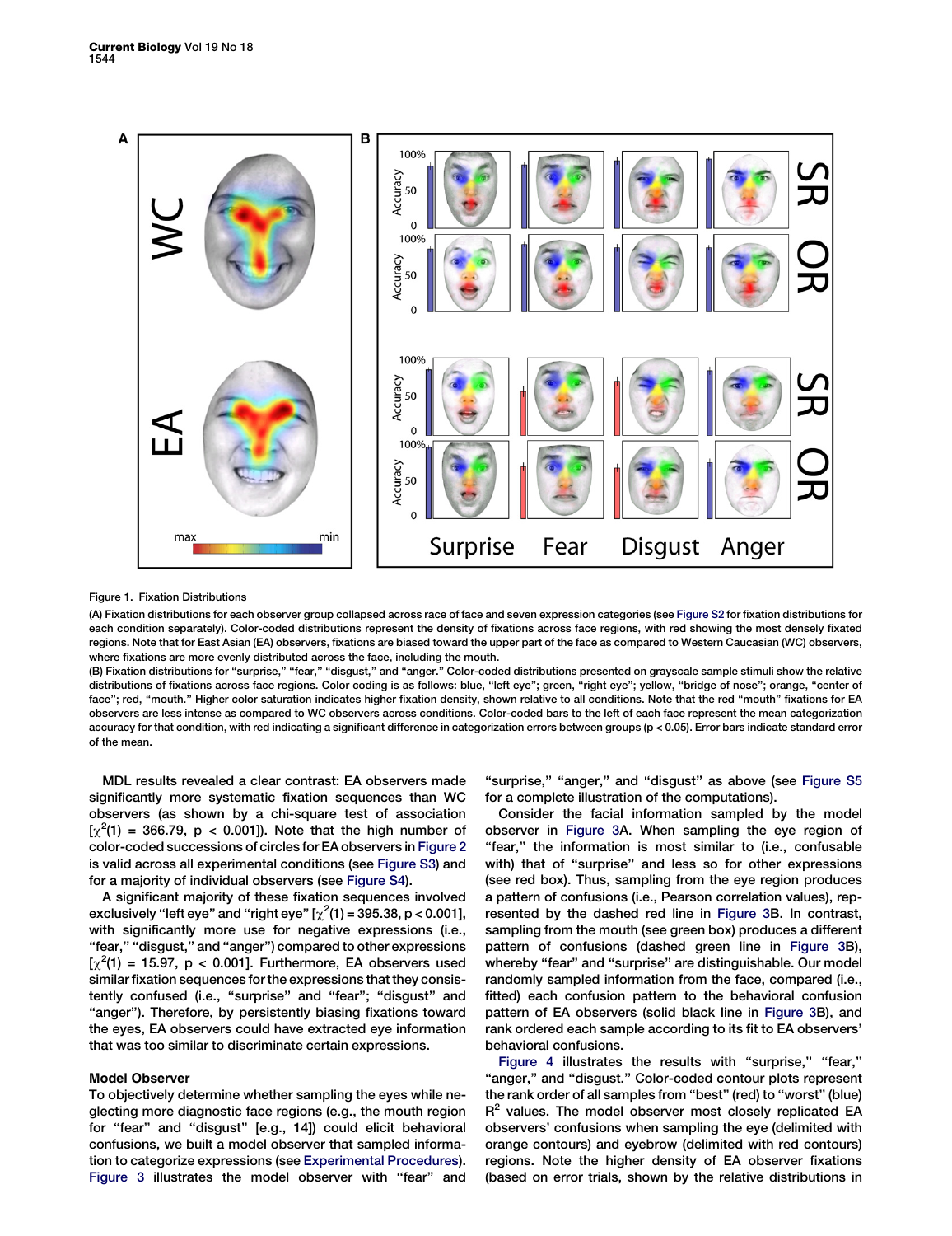Figure 1. Fixation Distributions

(A) Fixation distributions for each observer group collapsed across race of face and seven expression categories (see Figure S2 for fixation distributions for each condition separately). Color-coded distributions represent the density of fixations across face regions, with red showing the most densely fixated regions. Note that for East Asian (EA) observers, fixations are biased toward the upper part of the face as compared to Western Caucasian (WC) observers, where fixations are more evenly distributed across the face, including the mouth.

(B) Fixation distributions for "surprise," "fear," "disgust," and "anger." Color-coded distributions presented on grayscale sample stimuli show the relative distributions of fixations across face regions. Color coding is as follows: blue, "left eye"; green, "right eye"; yellow, "bridge of nose"; orange, "center of face"; red, "mouth." Higher color saturation indicates higher fixation density, shown relative to all conditions. Note that the red "mouth" fixations for EA observers are less intense as compared to WC observers across conditions. Color-coded bars to the left of each face represent the mean categorization accuracy for that condition, with red indicating a significant difference in categorization errors between groups ($p < 0.05$). Error bars indicate standard error of the mean.

MDL results revealed a clear contrast: EA observers made significantly more systematic fixation sequences than WC observers (as shown by a chi-square test of association [$\chi^2(1) = 366.79$, $p < 0.001$]). Note that the high number of color-coded successions of circles for EA observers in Figure 2 is valid across all experimental conditions (see Figure S3) and for a majority of individual observers (see Figure S4).

A significant majority of these fixation sequences involved exclusively "left eye" and "right eye" [$\chi^2(1) = 395.38$, $p < 0.001$], with significantly more use for negative expressions (i.e., "fear," "disgust," and "anger") compared to other expressions [$\chi^2(1) = 15.97$, $p < 0.001$]. Furthermore, EA observers used similar fixation sequences for the expressions that they consistently confused (i.e., "surprise" and "fear"; "disgust" and "anger"). Therefore, by persistently biasing fixations toward the eyes, EA observers could have extracted eye information that was too similar to discriminate certain expressions.

### Model Observer

To objectively determine whether sampling the eyes while neglecting more diagnostic face regions (e.g., the mouth region for "fear" and "disgust" [e.g., 14]) could elicit behavioral confusions, we built a model observer that sampled information to categorize expressions (see Experimental Procedures). Figure 3 illustrates the model observer with "fear" and "surprise," "anger," and "disgust" as above (see Figure S5 for a complete illustration of the computations).

Consider the facial information sampled by the model observer in Figure 3A. When sampling the eye region of "fear," the information is most similar to (i.e., confusable with) that of "surprise" and less so for other expressions (see red box). Thus, sampling from the eye region produces a pattern of confusions (i.e., Pearson correlation values), represented by the dashed red line in Figure 3B. In contrast, sampling from the mouth (see green box) produces a different pattern of confusions (dashed green line in Figure 3B), whereby "fear" and "surprise" are distinguishable. Our model randomly sampled information from the face, compared (i.e., fitted) each confusion pattern to the behavioral confusion pattern of EA observers (solid black line in Figure 3B), and rank ordered each sample according to its fit to EA observers' behavioral confusions.

Figure 4 illustrates the results with "surprise," "fear," "anger," and "disgust." Color-coded contour plots represent the rank order of all samples from "best" (red) to "worst" (blue) $R^2$ values. The model observer most closely replicated EA observers' confusions when sampling the eye (delimited with orange contours) and eyebrow (delimited with red contours) regions. Note the higher density of EA observer fixations (based on error trials, shown by the relative distributions in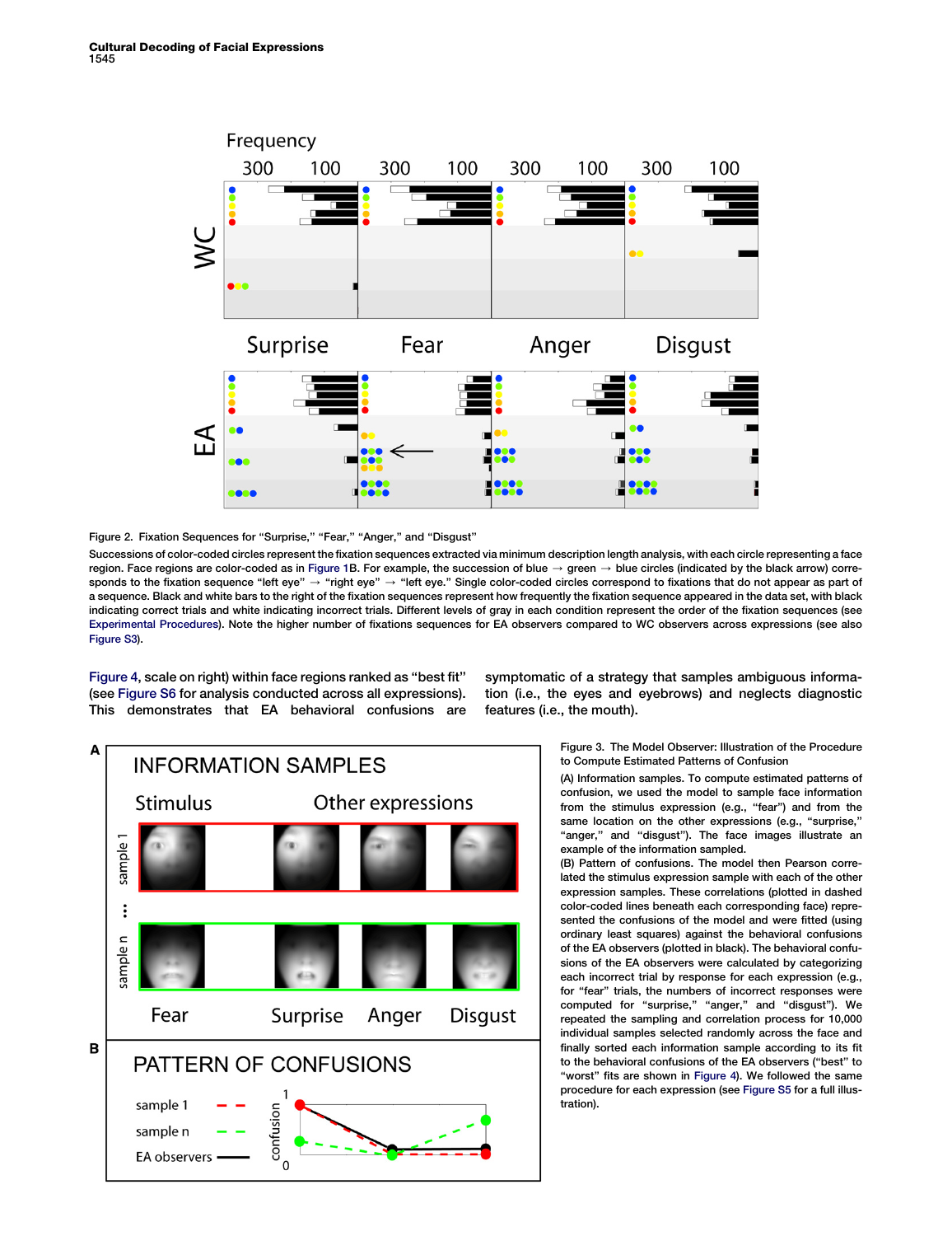Figure 2. Fixation Sequences for "Surprise," "Fear," "Anger," and "Disgust"

Successions of color-coded circles represent the fixation sequences extracted via minimum description length analysis, with each circle representing a face region. Face regions are color-coded as in Figure 1B. For example, the succession of blue → green → blue circles (indicated by the black arrow) corresponds to the fixation sequence "left eye" → "right eye" → "left eye." Single color-coded circles correspond to fixations that do not appear as part of a sequence. Black and white bars to the right of the fixation sequences represent how frequently the fixation sequence appeared in the data set, with black indicating correct trials and white indicating incorrect trials. Different levels of gray in each condition represent the order of the fixation sequences (see Experimental Procedures). Note the higher number of fixations sequences for EA observers compared to WC observers across expressions (see also Figure S3).

Figure 4, scale on right) within face regions ranked as "best fit" (see Figure S6 for analysis conducted across all expressions). This demonstrates that EA behavioral confusions are symptomatic of a strategy that samples ambiguous information (i.e., the eyes and eyebrows) and neglects diagnostic features (i.e., the mouth).

Figure 3. The Model Observer: Illustration of the Procedure to Compute Estimated Patterns of Confusion

(A) Information samples. To compute estimated patterns of confusion, we used the model to sample face information from the stimulus expression (e.g., "fear") and from the same location on the other expressions (e.g., "surprise," "anger," and "disgust"). The face images illustrate an example of the information sampled.

(B) Pattern of confusions. The model then Pearson correlated the stimulus expression sample with each of the other expression samples. These correlations (plotted in dashed color-coded lines beneath each corresponding face) represented the confusions of the model and were fitted (using ordinary least squares) against the behavioral confusions of the EA observers (plotted in black). The behavioral confusions of the EA observers were calculated by categorizing each incorrect trial by response for each expression (e.g., for "fear" trials, the numbers of incorrect responses were computed for "surprise," "anger," and "disgust"). We repeated the sampling and correlation process for 10,000 individual samples selected randomly across the face and finally sorted each information sample according to its fit to the behavioral confusions of the EA observers ("best" to "worst" fits are shown in Figure 4). We followed the same procedure for each expression (see Figure S5 for a full illustration).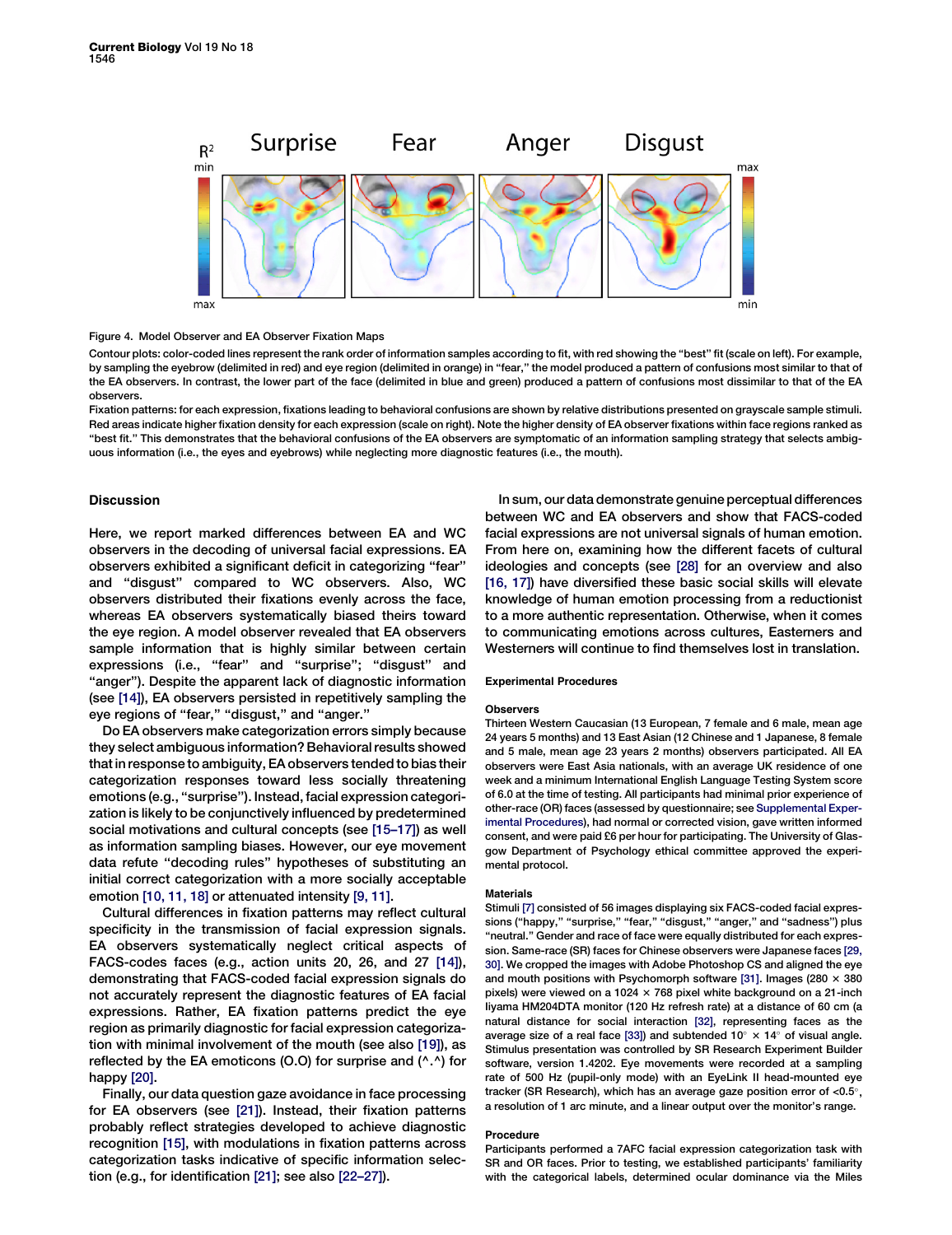$R^2$

min

max

Surprise

Fear

Anger

Disgust

max

min

Figure 4. Model Observer and EA Observer Fixation Maps

Contour plots: color-coded lines represent the rank order of information samples according to fit, with red showing the "best" fit (scale on left). For example, by sampling the eyebrow (delimited in red) and eye region (delimited in orange) in "fear," the model produced a pattern of confusions most similar to that of the EA observers. In contrast, the lower part of the face (delimited in blue and green) produced a pattern of confusions most dissimilar to that of the EA observers.

Fixation patterns: for each expression, fixations leading to behavioral confusions are shown by relative distributions presented on grayscale sample stimuli. Red areas indicate higher fixation density for each expression (scale on right). Note the higher density of EA observer fixations within face regions ranked as "best fit." This demonstrates that the behavioral confusions of the EA observers are symptomatic of an information sampling strategy that selects ambiguous information (i.e., the eyes and eyebrows) while neglecting more diagnostic features (i.e., the mouth).

## Discussion

Here, we report marked differences between EA and WC observers in the decoding of universal facial expressions. EA observers exhibited a significant deficit in categorizing "fear" and "disgust" compared to WC observers. Also, WC observers distributed their fixations evenly across the face, whereas EA observers systematically biased theirs toward the eye region. A model observer revealed that EA observers sample information that is highly similar between certain expressions (i.e., "fear" and "surprise"; "disgust" and "anger"). Despite the apparent lack of diagnostic information (see [14]), EA observers persisted in repetitively sampling the eye regions of "fear," "disgust," and "anger."

Do EA observers make categorization errors simply because they select ambiguous information? Behavioral results showed that in response to ambiguity, EA observers tended to bias their categorization responses toward less socially threatening emotions (e.g., "surprise"). Instead, facial expression categorization is likely to be conjunctively influenced by predetermined social motivations and cultural concepts (see [15–17]) as well as information sampling biases. However, our eye movement data refute "decoding rules" hypotheses of substituting an initial correct categorization with a more socially acceptable emotion [10, 11, 18] or attenuated intensity [9, 11].

Cultural differences in fixation patterns may reflect cultural specificity in the transmission of facial expression signals. EA observers systematically neglect critical aspects of FACS-codes faces (e.g., action units 20, 26, and 27 [14]), demonstrating that FACS-coded facial expression signals do not accurately represent the diagnostic features of EA facial expressions. Rather, EA fixation patterns predict the eye region as primarily diagnostic for facial expression categorization with minimal involvement of the mouth (see also [19]), as reflected by the EA emoticons (O.O) for surprise and (^.^) for happy [20].

Finally, our data question gaze avoidance in face processing for EA observers (see [21]). Instead, their fixation patterns probably reflect strategies developed to achieve diagnostic recognition [15], with modulations in fixation patterns across categorization tasks indicative of specific information selection (e.g., for identification [21]; see also [22–27]).

In sum, our data demonstrate genuine perceptual differences between WC and EA observers and show that FACS-coded facial expressions are not universal signals of human emotion. From here on, examining how the different facets of cultural ideologies and concepts (see [28] for an overview and also [16, 17]) have diversified these basic social skills will elevate knowledge of human emotion processing from a reductionist to a more authentic representation. Otherwise, when it comes to communicating emotions across cultures, Easterners and Westerners will continue to find themselves lost in translation.

## Experimental Procedures

### Observers

Thirteen Western Caucasian (13 European, 7 female and 6 male, mean age 24 years 5 months) and 13 East Asian (12 Chinese and 1 Japanese, 8 female and 5 male, mean age 23 years 2 months) observers participated. All EA observers were East Asia nationals, with an average UK residence of one week and a minimum International English Language Testing System score of 6.0 at the time of testing. All participants had minimal prior experience of other-race (OR) faces (assessed by questionnaire; see Supplemental Experimental Procedures), had normal or corrected vision, gave written informed consent, and were paid £6 per hour for participating. The University of Glasgow Department of Psychology ethical committee approved the experimental protocol.

### Materials

Stimuli [7] consisted of 56 images displaying six FACS-coded facial expressions ("happy," "surprise," "fear," "disgust," "anger," and "sadness") plus "neutral." Gender and race of face were equally distributed for each expression. Same-race (SR) faces for Chinese observers were Japanese faces [29, 30]. We cropped the images with Adobe Photoshop CS and aligned the eye and mouth positions with Psychomorph software [31]. Images (280 × 380 pixels) were viewed on a 1024 × 768 pixel white background on a 21-inch Iiyama HM204DTA monitor (120 Hz refresh rate) at a distance of 60 cm (a natural distance for social interaction [32], representing faces as the average size of a real face [33]) and subtended 10° × 14° of visual angle. Stimulus presentation was controlled by SR Research Experiment Builder software, version 1.4202. Eye movements were recorded at a sampling rate of 500 Hz (pupil-only mode) with an EyeLink II head-mounted eye tracker (SR Research), which has an average gaze position error of <0.5°, a resolution of 1 arc minute, and a linear output over the monitor's range.

### Procedure

Participants performed a 7AFC facial expression categorization task with SR and OR faces. Prior to testing, we established participants' familiarity with the categorical labels, determined ocular dominance via the Miles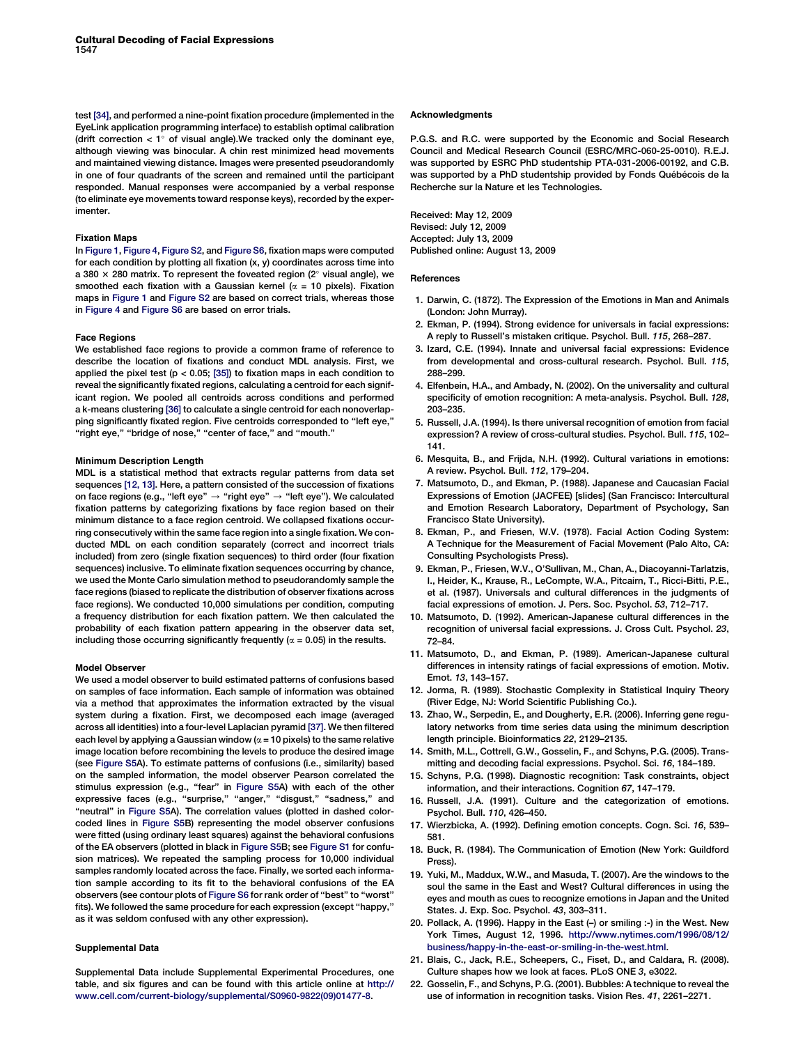test [34], and performed a nine-point fixation procedure (implemented in the EyeLink application programming interface) to establish optimal calibration (drift correction < 1° of visual angle).We tracked only the dominant eye, although viewing was binocular. A chin rest minimized head movements and maintained viewing distance. Images were presented pseudorandomly in one of four quadrants of the screen and remained until the participant responded. Manual responses were accompanied by a verbal response (to eliminate eye movements toward response keys), recorded by the experimenter.

### Fixation Maps

In Figure 1, Figure 4, Figure S2, and Figure S6, fixation maps were computed for each condition by plotting all fixation (x, y) coordinates across time into a 380 × 280 matrix. To represent the foveated region (2° visual angle), we smoothed each fixation with a Gaussian kernel ($\alpha$ = 10 pixels). Fixation maps in Figure 1 and Figure S2 are based on correct trials, whereas those in Figure 4 and Figure S6 are based on error trials.

### Face Regions

We established face regions to provide a common frame of reference to describe the location of fixations and conduct MDL analysis. First, we applied the pixel test ($p < 0.05$; [35]) to fixation maps in each condition to reveal the significantly fixated regions, calculating a centroid for each significant region. We pooled all centroids across conditions and performed a k-means clustering [36] to calculate a single centroid for each nonoverlapping significantly fixated region. Five centroids corresponded to "left eye," "right eye," "bridge of nose," "center of face," and "mouth."

### Minimum Description Length

MDL is a statistical method that extracts regular patterns from data set sequences [12, 13]. Here, a pattern consisted of the succession of fixations on face regions (e.g., "left eye" → "right eye" → "left eye"). We calculated fixation patterns by categorizing fixations by face region based on their minimum distance to a face region centroid. We collapsed fixations occurring consecutively within the same face region into a single fixation. We conducted MDL on each condition separately (correct and incorrect trials included) from zero (single fixation sequences) to third order (four fixation sequences) inclusive. To eliminate fixation sequences occurring by chance, we used the Monte Carlo simulation method to pseudorandomly sample the face regions (biased to replicate the distribution of observer fixations across face regions). We conducted 10,000 simulations per condition, computing a frequency distribution for each fixation pattern. We then calculated the probability of each fixation pattern appearing in the observer data set, including those occurring significantly frequently ($\alpha$ = 0.05) in the results.

### Model Observer

We used a model observer to build estimated patterns of confusions based on samples of face information. Each sample of information was obtained via a method that approximates the information extracted by the visual system during a fixation. First, we decomposed each image (averaged across all identities) into a four-level Laplacian pyramid [37]. We then filtered each level by applying a Gaussian window ($\alpha$ = 10 pixels) to the same relative image location before recombining the levels to produce the desired image (see Figure S5A). To estimate patterns of confusions (i.e., similarity) based on the sampled information, the model observer Pearson correlated the stimulus expression (e.g., "fear" in Figure S5A) with each of the other expressive faces (e.g., "surprise," "anger," "disgust," "sadness," and "neutral" in Figure S5A). The correlation values (plotted in dashed color-coded lines in Figure S5B) representing the model observer confusions were fitted (using ordinary least squares) against the behavioral confusions of the EA observers (plotted in black in Figure S5B; see Figure S1 for confusion matrices). We repeated the sampling process for 10,000 individual samples randomly located across the face. Finally, we sorted each information sample according to its fit to the behavioral confusions of the EA observers (see contour plots of Figure S6 for rank order of "best" to "worst" fits). We followed the same procedure for each expression (except "happy," as it was seldom confused with any other expression).

### Supplemental Data

Supplemental Data include Supplemental Experimental Procedures, one table, and six figures and can be found with this article online at http://www.cell.com/current-biology/supplemental/S0960-9822(09)01477-8.

### Acknowledgments

P.G.S. and R.C. were supported by the Economic and Social Research Council and Medical Research Council (ESRC/MRC-060-25-0010). R.E.J. was supported by ESRC PhD studentship PTA-031-2006-00192, and C.B. was supported by a PhD studentship provided by Fonds Québécois de la Recherche sur la Nature et les Technologies.

Received: May 12, 2009
Revised: July 12, 2009
Accepted: July 13, 2009
Published online: August 13, 2009

### References

1. Darwin, C. (1872). The Expression of the Emotions in Man and Animals (London: John Murray).
2. Ekman, P. (1994). Strong evidence for universals in facial expressions: A reply to Russell's mistaken critique. Psychol. Bull. *115*, 268–287.
3. Izard, C.E. (1994). Innate and universal facial expressions: Evidence from developmental and cross-cultural research. Psychol. Bull. *115*, 288–299.
4. Elfenbein, H.A., and Ambady, N. (2002). On the universality and cultural specificity of emotion recognition: A meta-analysis. Psychol. Bull. *128*, 203–235.
5. Russell, J.A. (1994). Is there universal recognition of emotion from facial expression? A review of cross-cultural studies. Psychol. Bull. *115*, 102–141.
6. Mesquita, B., and Frijda, N.H. (1992). Cultural variations in emotions: A review. Psychol. Bull. *112*, 179–204.
7. Matsumoto, D., and Ekman, P. (1988). Japanese and Caucasian Facial Expressions of Emotion (JACFEE) [slides] (San Francisco: Intercultural and Emotion Research Laboratory, Department of Psychology, San Francisco State University).
8. Ekman, P., and Friesen, W.V. (1978). Facial Action Coding System: A Technique for the Measurement of Facial Movement (Palo Alto, CA: Consulting Psychologists Press).
9. Ekman, P., Friesen, W.V., O'Sullivan, M., Chan, A., Diacoyanni-Tarlatzis, I., Heider, K., Krause, R., LeCompte, W.A., Pitcairn, T., Ricci-Bitti, P.E., et al. (1987). Universals and cultural differences in the judgments of facial expressions of emotion. J. Pers. Soc. Psychol. *53*, 712–717.
10. Matsumoto, D. (1992). American-Japanese cultural differences in the recognition of universal facial expressions. J. Cross Cult. Psychol. *23*, 72–84.
11. Matsumoto, D., and Ekman, P. (1989). American-Japanese cultural differences in intensity ratings of facial expressions of emotion. Motiv. Emot. *13*, 143–157.
12. Jorma, R. (1989). Stochastic Complexity in Statistical Inquiry Theory (River Edge, NJ: World Scientific Publishing Co.).
13. Zhao, W., Serpedin, E., and Dougherty, E.R. (2006). Inferring gene regulatory networks from time series data using the minimum description length principle. Bioinformatics *22*, 2129–2135.
14. Smith, M.L., Cottrell, G.W., Gosselin, F., and Schyns, P.G. (2005). Transmitting and decoding facial expressions. Psychol. Sci. *16*, 184–189.
15. Schyns, P.G. (1998). Diagnostic recognition: Task constraints, object information, and their interactions. Cognition *67*, 147–179.
16. Russell, J.A. (1991). Culture and the categorization of emotions. Psychol. Bull. *110*, 426–450.
17. Wierzbicka, A. (1992). Defining emotion concepts. Cogn. Sci. *16*, 539–581.
18. Buck, R. (1984). The Communication of Emotion (New York: Guildford Press).
19. Yuki, M., Maddux, W.W., and Masuda, T. (2007). Are the windows to the soul the same in the East and West? Cultural differences in using the eyes and mouth as cues to recognize emotions in Japan and the United States. J. Exp. Soc. Psychol. *43*, 303–311.
20. Pollack, A. (1996). Happy in the East (–) or smiling :-) in the West. New York Times, August 12, 1996. http://www.nytimes.com/1996/08/12/business/happy-in-the-east-or-smiling-in-the-west.html.
21. Blais, C., Jack, R.E., Scheepers, C., Fiset, D., and Caldara, R. (2008). Culture shapes how we look at faces. PLoS ONE *3*, e3022.
22. Gosselin, F., and Schyns, P.G. (2001). Bubbles: A technique to reveal the use of information in recognition tasks. Vision Res. *41*, 2261–2271.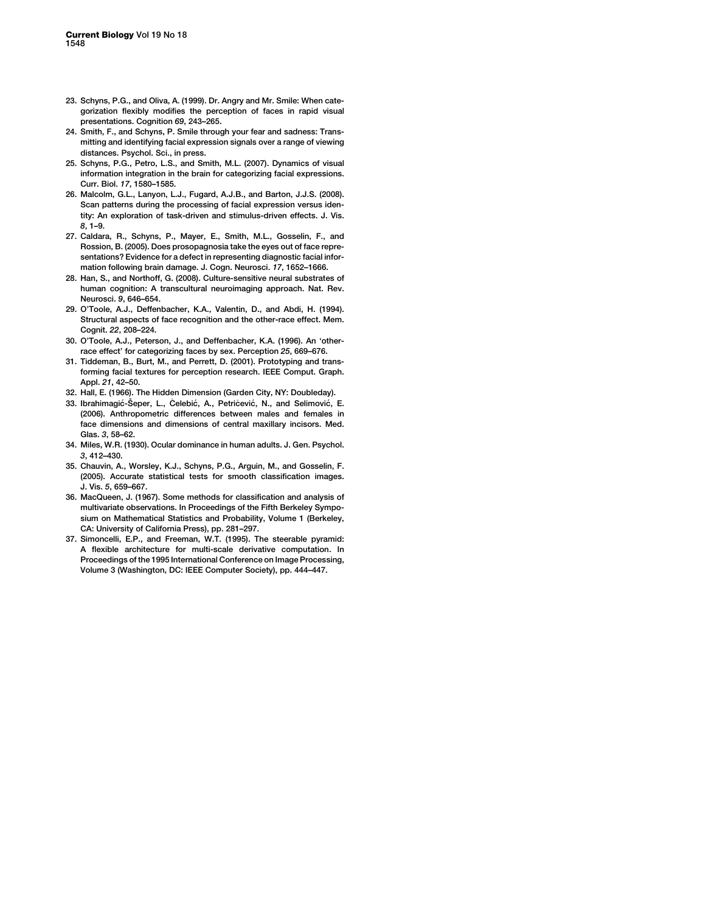23. Schyns, P.G., and Oliva, A. (1999). Dr. Angry and Mr. Smile: When categorization flexibly modifies the perception of faces in rapid visual presentations. Cognition *69*, 243–265.
24. Smith, F., and Schyns, P. Smile through your fear and sadness: Transmitting and identifying facial expression signals over a range of viewing distances. Psychol. Sci., in press.
25. Schyns, P.G., Petro, L.S., and Smith, M.L. (2007). Dynamics of visual information integration in the brain for categorizing facial expressions. Curr. Biol. *17*, 1580–1585.
26. Malcolm, G.L., Lanyon, L.J., Fugard, A.J.B., and Barton, J.J.S. (2008). Scan patterns during the processing of facial expression versus identity: An exploration of task-driven and stimulus-driven effects. J. Vis. *8*, 1–9.
27. Caldara, R., Schyns, P., Mayer, E., Smith, M.L., Gosselin, F., and Rossion, B. (2005). Does prosopagnosia take the eyes out of face representations? Evidence for a defect in representing diagnostic facial information following brain damage. J. Cogn. Neurosci. *17*, 1652–1666.
28. Han, S., and Northoff, G. (2008). Culture-sensitive neural substrates of human cognition: A transcultural neuroimaging approach. Nat. Rev. Neurosci. *9*, 646–654.
29. O'Toole, A.J., Deffenbacher, K.A., Valentin, D., and Abdi, H. (1994). Structural aspects of face recognition and the other-race effect. Mem. Cognit. *22*, 208–224.
30. O'Toole, A.J., Peterson, J., and Deffenbacher, K.A. (1996). An 'other-race effect' for categorizing faces by sex. Perception *25*, 669–676.
31. Tiddeman, B., Burt, M., and Perrett, D. (2001). Prototyping and transforming facial textures for perception research. IEEE Comput. Graph. Appl. *21*, 42–50.
32. Hall, E. (1966). The Hidden Dimension (Garden City, NY: Doubleday).
33. Ibrahimagić-Šeper, L., Čelebić, A., Petričević, N., and Selimović, E. (2006). Anthropometric differences between males and females in face dimensions and dimensions of central maxillary incisors. Med. Glas. *3*, 58–62.
34. Miles, W.R. (1930). Ocular dominance in human adults. J. Gen. Psychol. *3*, 412–430.
35. Chauvin, A., Worsley, K.J., Schyns, P.G., Arguin, M., and Gosselin, F. (2005). Accurate statistical tests for smooth classification images. J. Vis. *5*, 659–667.
36. MacQueen, J. (1967). Some methods for classification and analysis of multivariate observations. In Proceedings of the Fifth Berkeley Symposium on Mathematical Statistics and Probability, Volume 1 (Berkeley, CA: University of California Press), pp. 281–297.
37. Simoncelli, E.P., and Freeman, W.T. (1995). The steerable pyramid: A flexible architecture for multi-scale derivative computation. In Proceedings of the 1995 International Conference on Image Processing, Volume 3 (Washington, DC: IEEE Computer Society), pp. 444–447.